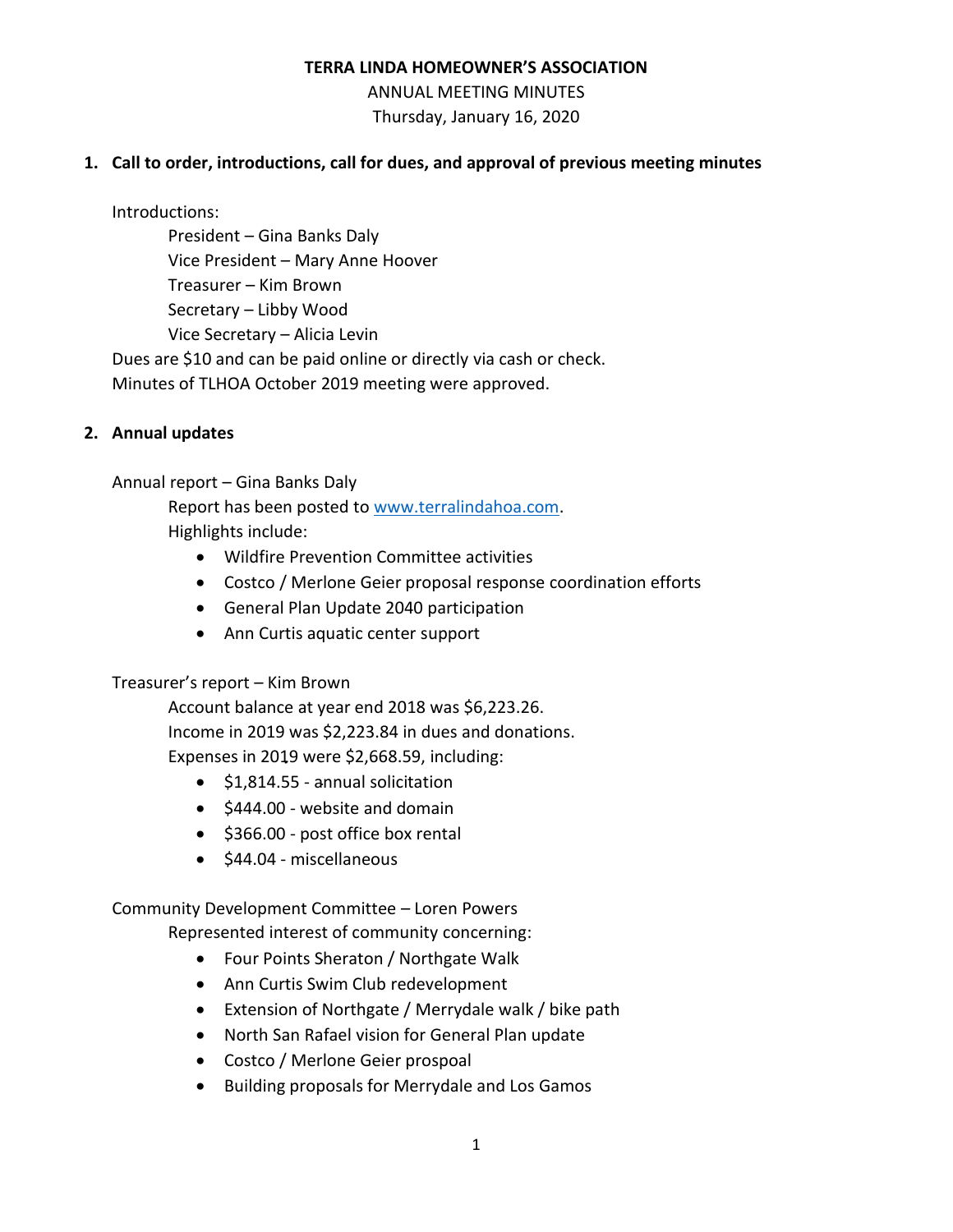# TERRA LINDA HOMEOWNER'S ASSOCIATION

ANNUAL MEETING MINUTES

Thursday, January 16, 2020

## 1. Call to order, introductions, call for dues, and approval of previous meeting minutes

Introductions:

President – Gina Banks Daly
Vice President – Mary Anne Hoover
Treasurer – Kim Brown
Secretary – Libby Wood
Vice Secretary – Alicia Levin

Dues are $10 and can be paid online or directly via cash or check.
Minutes of TLHOA October 2019 meeting were approved.

## 2. Annual updates

Annual report – Gina Banks Daly

Report has been posted to www.terralindahoa.com.
Highlights include:

- Wildfire Prevention Committee activities
- Costco / Merlone Geier proposal response coordination efforts
- General Plan Update 2040 participation
- Ann Curtis aquatic center support

Treasurer's report – Kim Brown

Account balance at year end 2018 was $6,223.26.
Income in 2019 was $2,223.84 in dues and donations.
Expenses in 2019 were $2,668.59, including:

- $1,814.55 - annual solicitation
- $444.00 - website and domain
- $366.00 - post office box rental
- $44.04 - miscellaneous

Community Development Committee – Loren Powers

Represented interest of community concerning:

- Four Points Sheraton / Northgate Walk
- Ann Curtis Swim Club redevelopment
- Extension of Northgate / Merrydale walk / bike path
- North San Rafael vision for General Plan update
- Costco / Merlone Geier prospoal
- Building proposals for Merrydale and Los Gamos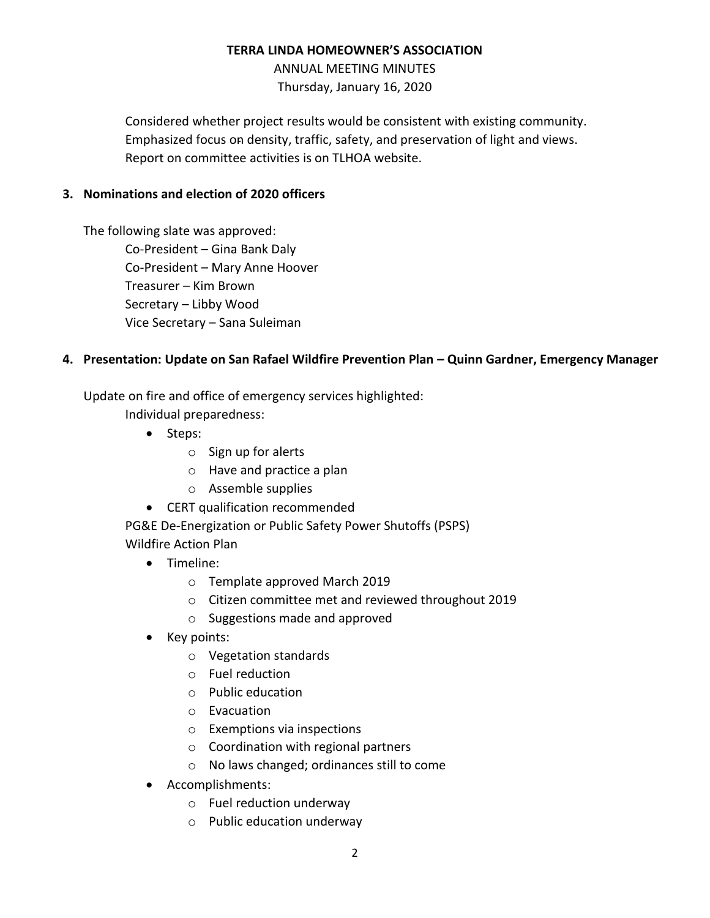Considered whether project results would be consistent with existing community. Emphasized focus on density, traffic, safety, and preservation of light and views. Report on committee activities is on TLHOA website.

**3. Nominations and election of 2020 officers**

The following slate was approved:

Co-President – Gina Bank Daly
Co-President – Mary Anne Hoover
Treasurer – Kim Brown
Secretary – Libby Wood
Vice Secretary – Sana Suleiman

**4. Presentation: Update on San Rafael Wildfire Prevention Plan – Quinn Gardner, Emergency Manager**

Update on fire and office of emergency services highlighted:

Individual preparedness:

- Steps:
  - Sign up for alerts
  - Have and practice a plan
  - Assemble supplies
- CERT qualification recommended

PG&E De-Energization or Public Safety Power Shutoffs (PSPS)

Wildfire Action Plan

- Timeline:
  - Template approved March 2019
  - Citizen committee met and reviewed throughout 2019
  - Suggestions made and approved
- Key points:
  - Vegetation standards
  - Fuel reduction
  - Public education
  - Evacuation
  - Exemptions via inspections
  - Coordination with regional partners
  - No laws changed; ordinances still to come
- Accomplishments:
  - Fuel reduction underway
  - Public education underway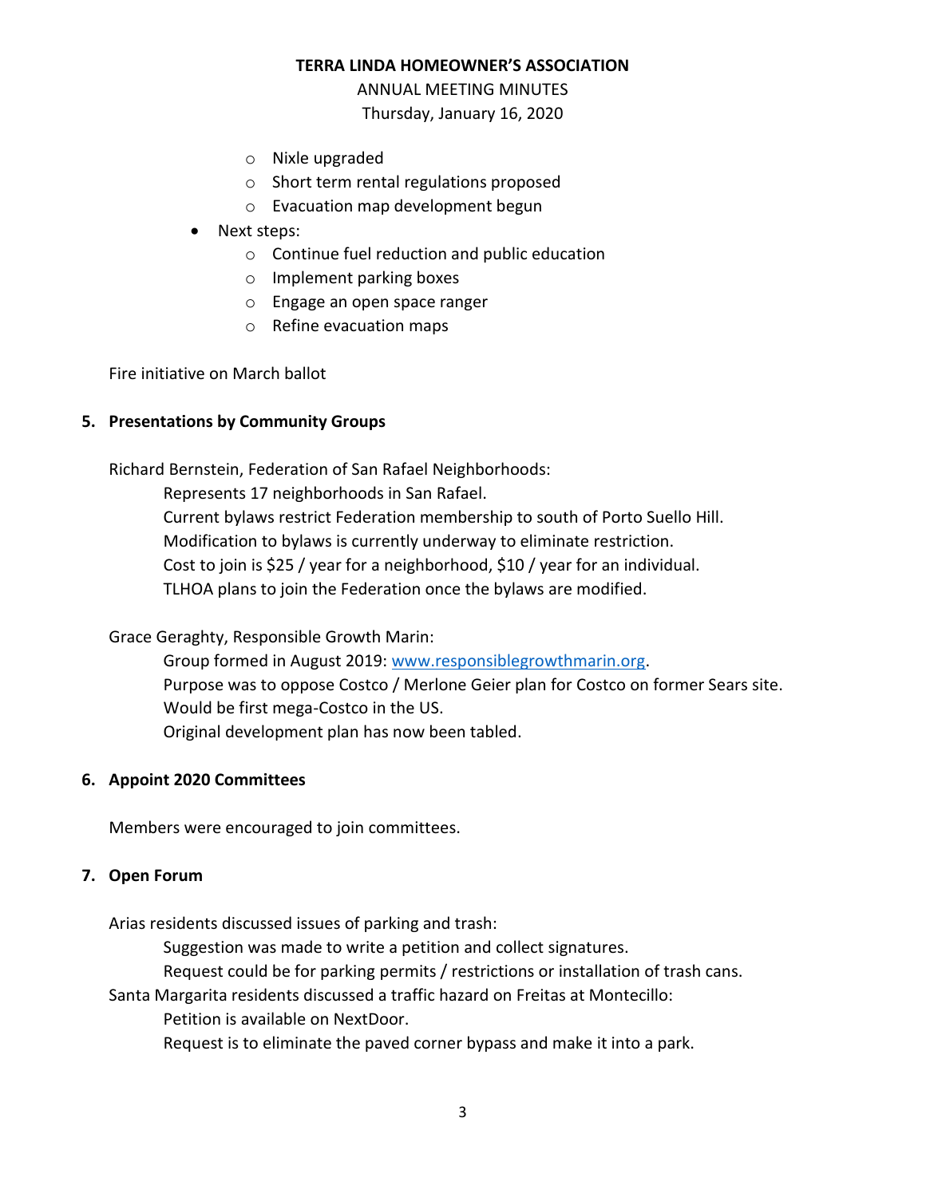- Nixle upgraded
- Short term rental regulations proposed
- Evacuation map development begun

- Next steps:
  - Continue fuel reduction and public education
  - Implement parking boxes
  - Engage an open space ranger
  - Refine evacuation maps

Fire initiative on March ballot

**5. Presentations by Community Groups**

Richard Bernstein, Federation of San Rafael Neighborhoods:

Represents 17 neighborhoods in San Rafael.
Current bylaws restrict Federation membership to south of Porto Suello Hill.
Modification to bylaws is currently underway to eliminate restriction.
Cost to join is $25 / year for a neighborhood, $10 / year for an individual.
TLHOA plans to join the Federation once the bylaws are modified.

Grace Geraghty, Responsible Growth Marin:

Group formed in August 2019: [www.responsiblegrowthmarin.org](http://www.responsiblegrowthmarin.org).
Purpose was to oppose Costco / Merlone Geier plan for Costco on former Sears site.
Would be first mega-Costco in the US.
Original development plan has now been tabled.

**6. Appoint 2020 Committees**

Members were encouraged to join committees.

**7. Open Forum**

Arias residents discussed issues of parking and trash:

Suggestion was made to write a petition and collect signatures.
Request could be for parking permits / restrictions or installation of trash cans.

Santa Margarita residents discussed a traffic hazard on Freitas at Montecillo:

Petition is available on NextDoor.
Request is to eliminate the paved corner bypass and make it into a park.